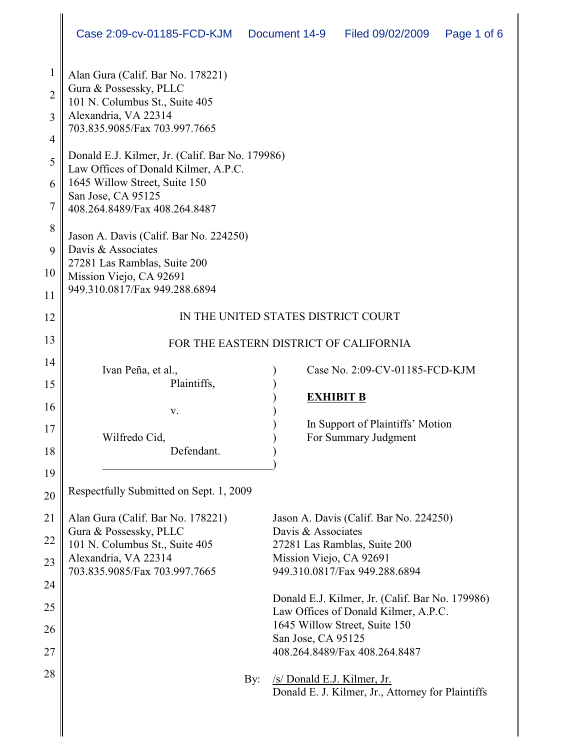Alan Gura (Calif. Bar No. 178221)
Gura & Possessky, PLLC
101 N. Columbus St., Suite 405
Alexandria, VA 22314
703.835.9085/Fax 703.997.7665

Donald E.J. Kilmer, Jr. (Calif. Bar No. 179986)
Law Offices of Donald Kilmer, A.P.C.
1645 Willow Street, Suite 150
San Jose, CA 95125
408.264.8489/Fax 408.264.8487

Jason A. Davis (Calif. Bar No. 224250)
Davis & Associates
27281 Las Ramblas, Suite 200
Mission Viejo, CA 92691
949.310.0817/Fax 949.288.6894

IN THE UNITED STATES DISTRICT COURT

FOR THE EASTERN DISTRICT OF CALIFORNIA

| | | |
|---|---|---|
| Ivan Peña, et al., Plaintiffs, | ) | Case No. 2:09-CV-01185-FCD-KJM |
| v. | ) | **EXHIBIT B** |
| Wilfredo Cid, Defendant. | ) | In Support of Plaintiffs' Motion For Summary Judgment |

Respectfully Submitted on Sept. 1, 2009

Alan Gura (Calif. Bar No. 178221)
Gura & Possessky, PLLC
101 N. Columbus St., Suite 405
Alexandria, VA 22314
703.835.9085/Fax 703.997.7665

Jason A. Davis (Calif. Bar No. 224250)
Davis & Associates
27281 Las Ramblas, Suite 200
Mission Viejo, CA 92691
949.310.0817/Fax 949.288.6894

Donald E.J. Kilmer, Jr. (Calif. Bar No. 179986)
Law Offices of Donald Kilmer, A.P.C.
1645 Willow Street, Suite 150
San Jose, CA 95125
408.264.8489/Fax 408.264.8487

By: /s/ Donald E.J. Kilmer, Jr.
Donald E. J. Kilmer, Jr., Attorney for Plaintiffs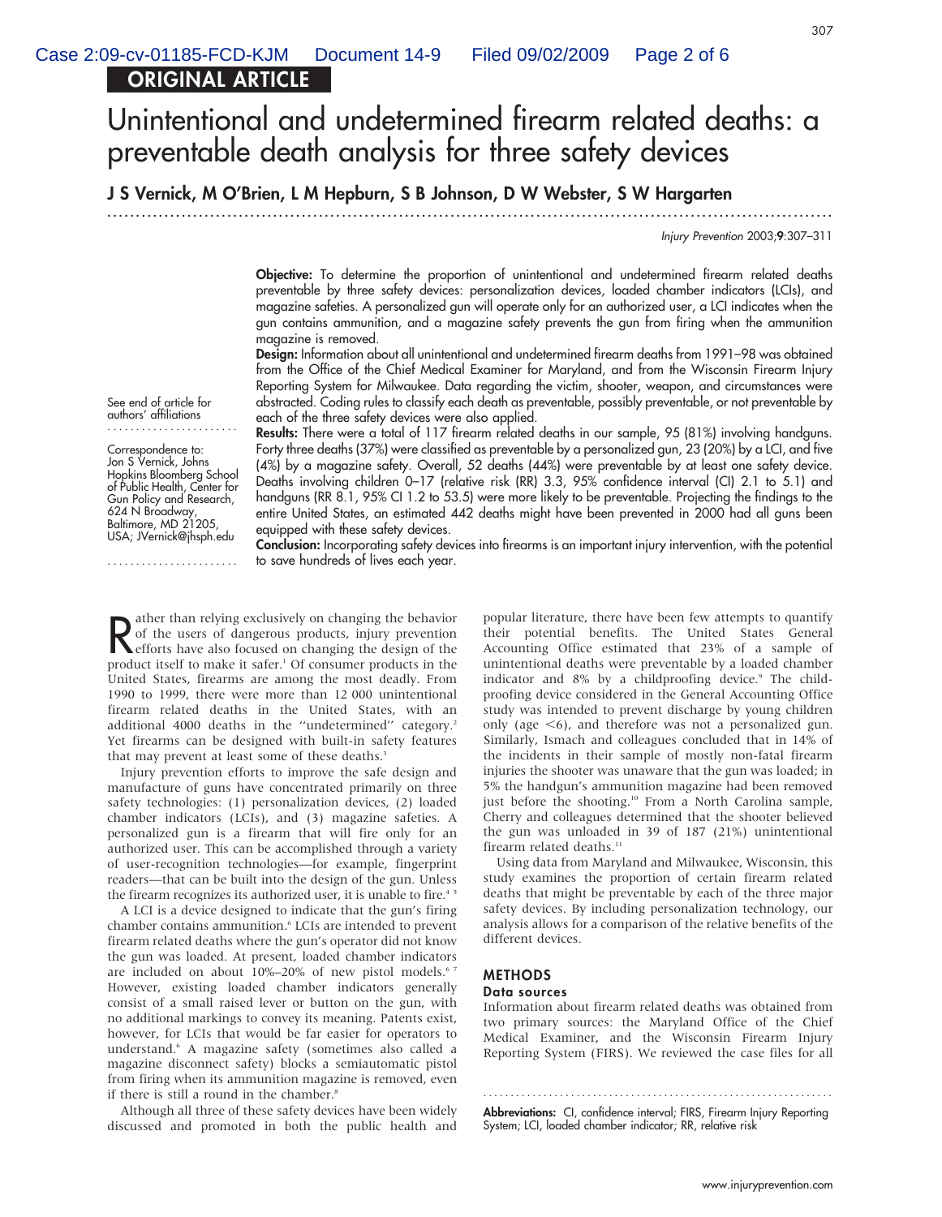ORIGINAL ARTICLE

# Unintentional and undetermined firearm related deaths: a preventable death analysis for three safety devices

**J S Vernick, M O'Brien, L M Hepburn, S B Johnson, D W Webster, S W Hargarten**

*Injury Prevention* 2003;**9**:307–311

See end of article for authors' affiliations

Correspondence to: Jon S Vernick, Johns Hopkins Bloomberg School of Public Health, Center for Gun Policy and Research, 624 N Broadway, Baltimore, MD 21205, USA; JVernick@jhsph.edu

**Objective:** To determine the proportion of unintentional and undetermined firearm related deaths preventable by three safety devices: personalization devices, loaded chamber indicators (LCIs), and magazine safeties. A personalized gun will operate only for an authorized user, a LCI indicates when the gun contains ammunition, and a magazine safety prevents the gun from firing when the ammunition magazine is removed.

**Design:** Information about all unintentional and undetermined firearm deaths from 1991–98 was obtained from the Office of the Chief Medical Examiner for Maryland, and from the Wisconsin Firearm Injury Reporting System for Milwaukee. Data regarding the victim, shooter, weapon, and circumstances were abstracted. Coding rules to classify each death as preventable, possibly preventable, or not preventable by each of the three safety devices were also applied.

**Results:** There were a total of 117 firearm related deaths in our sample, 95 (81%) involving handguns. Forty three deaths (37%) were classified as preventable by a personalized gun, 23 (20%) by a LCI, and five (4%) by a magazine safety. Overall, 52 deaths (44%) were preventable by at least one safety device. Deaths involving children 0–17 (relative risk (RR) 3.3, 95% confidence interval (CI) 2.1 to 5.1) and handguns (RR 8.1, 95% CI 1.2 to 53.5) were more likely to be preventable. Projecting the findings to the entire United States, an estimated 442 deaths might have been prevented in 2000 had all guns been equipped with these safety devices.

**Conclusion:** Incorporating safety devices into firearms is an important injury intervention, with the potential to save hundreds of lives each year.

Rather than relying exclusively on changing the behavior of the users of dangerous products, injury prevention efforts have also focused on changing the design of the product itself to make it safer.[1] Of consumer products in the United States, firearms are among the most deadly. From 1990 to 1999, there were more than 12 000 unintentional firearm related deaths in the United States, with an additional 4000 deaths in the "undetermined" category.[2] Yet firearms can be designed with built-in safety features that may prevent at least some of these deaths.[3]

Injury prevention efforts to improve the safe design and manufacture of guns have concentrated primarily on three safety technologies: (1) personalization devices, (2) loaded chamber indicators (LCIs), and (3) magazine safeties. A personalized gun is a firearm that will fire only for an authorized user. This can be accomplished through a variety of user-recognition technologies—for example, fingerprint readers—that can be built into the design of the gun. Unless the firearm recognizes its authorized user, it is unable to fire.[4,5]

A LCI is a device designed to indicate that the gun's firing chamber contains ammunition.[6] LCIs are intended to prevent firearm related deaths where the gun's operator did not know the gun was loaded. At present, loaded chamber indicators are included on about 10%–20% of new pistol models.[6,7] However, existing loaded chamber indicators generally consist of a small raised lever or button on the gun, with no additional markings to convey its meaning. Patents exist, however, for LCIs that would be far easier for operators to understand.[6] A magazine safety (sometimes also called a magazine disconnect safety) blocks a semiautomatic pistol from firing when its ammunition magazine is removed, even if there is still a round in the chamber.[8]

Although all three of these safety devices have been widely discussed and promoted in both the public health and popular literature, there have been few attempts to quantify their potential benefits. The United States General Accounting Office estimated that 23% of a sample of unintentional deaths were preventable by a loaded chamber indicator and 8% by a childproofing device.[9] The childproofing device considered in the General Accounting Office study was intended to prevent discharge by young children only (age <6), and therefore was not a personalized gun. Similarly, Ismach and colleagues concluded that in 14% of the incidents in their sample of mostly non-fatal firearm injuries the shooter was unaware that the gun was loaded; in 5% the handgun's ammunition magazine had been removed just before the shooting.[10] From a North Carolina sample, Cherry and colleagues determined that the shooter believed the gun was unloaded in 39 of 187 (21%) unintentional firearm related deaths.[11]

Using data from Maryland and Milwaukee, Wisconsin, this study examines the proportion of certain firearm related deaths that might be preventable by each of the three major safety devices. By including personalization technology, our analysis allows for a comparison of the relative benefits of the different devices.

## METHODS

### Data sources

Information about firearm related deaths was obtained from two primary sources: the Maryland Office of the Chief Medical Examiner, and the Wisconsin Firearm Injury Reporting System (FIRS). We reviewed the case files for all

**Abbreviations:** CI, confidence interval; FIRS, Firearm Injury Reporting System; LCI, loaded chamber indicator; RR, relative risk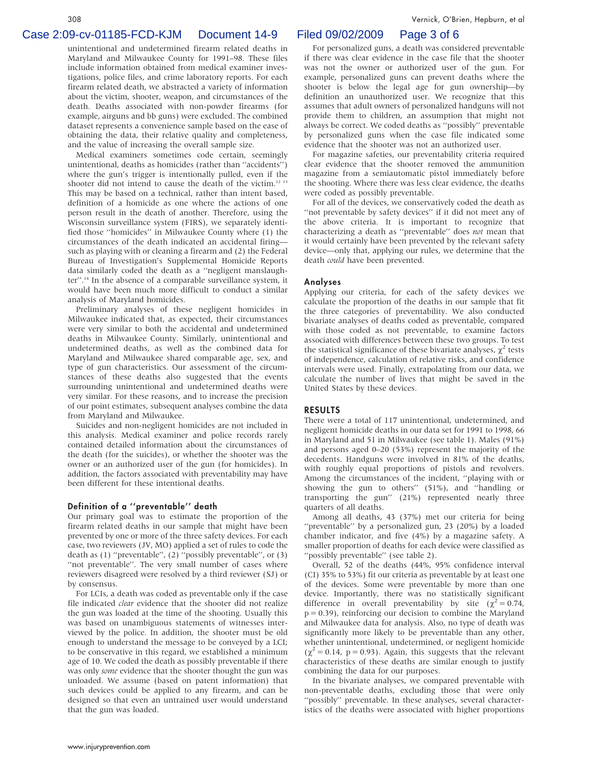unintentional and undetermined firearm related deaths in Maryland and Milwaukee County for 1991–98. These files include information obtained from medical examiner investigations, police files, and crime laboratory reports. For each firearm related death, we abstracted a variety of information about the victim, shooter, weapon, and circumstances of the death. Deaths associated with non-powder firearms (for example, airguns and bb guns) were excluded. The combined dataset represents a convenience sample based on the ease of obtaining the data, their relative quality and completeness, and the value of increasing the overall sample size.

Medical examiners sometimes code certain, seemingly unintentional, deaths as homicides (rather than ''accidents'') where the gun's trigger is intentionally pulled, even if the shooter did not intend to cause the death of the victim.[12 13] This may be based on a technical, rather than intent based, definition of a homicide as one where the actions of one person result in the death of another. Therefore, using the Wisconsin surveillance system (FIRS), we separately identified those ''homicides'' in Milwaukee County where (1) the circumstances of the death indicated an accidental firing—such as playing with or cleaning a firearm and (2) the Federal Bureau of Investigation's Supplemental Homicide Reports data similarly coded the death as a ''negligent manslaughter''.[14] In the absence of a comparable surveillance system, it would have been much more difficult to conduct a similar analysis of Maryland homicides.

Preliminary analyses of these negligent homicides in Milwaukee indicated that, as expected, their circumstances were very similar to both the accidental and undetermined deaths in Milwaukee County. Similarly, unintentional and undetermined deaths, as well as the combined data for Maryland and Milwaukee shared comparable age, sex, and type of gun characteristics. Our assessment of the circumstances of these deaths also suggested that the events surrounding unintentional and undetermined deaths were very similar. For these reasons, and to increase the precision of our point estimates, subsequent analyses combine the data from Maryland and Milwaukee.

Suicides and non-negligent homicides are not included in this analysis. Medical examiner and police records rarely contained detailed information about the circumstances of the death (for the suicides), or whether the shooter was the owner or an authorized user of the gun (for homicides). In addition, the factors associated with preventability may have been different for these intentional deaths.

### Definition of a ''preventable'' death

Our primary goal was to estimate the proportion of the firearm related deaths in our sample that might have been prevented by one or more of the three safety devices. For each case, two reviewers (JV, MO) applied a set of rules to code the death as (1) ''preventable'', (2) ''possibly preventable'', or (3) ''not preventable''. The very small number of cases where reviewers disagreed were resolved by a third reviewer (SJ) or by consensus.

For LCIs, a death was coded as preventable only if the case file indicated *clear* evidence that the shooter did not realize the gun was loaded at the time of the shooting. Usually this was based on unambiguous statements of witnesses interviewed by the police. In addition, the shooter must be old enough to understand the message to be conveyed by a LCI; to be conservative in this regard, we established a minimum age of 10. We coded the death as possibly preventable if there was only *some* evidence that the shooter thought the gun was unloaded. We assume (based on patent information) that such devices could be applied to any firearm, and can be designed so that even an untrained user would understand that the gun was loaded.

For personalized guns, a death was considered preventable if there was clear evidence in the case file that the shooter was not the owner or authorized user of the gun. For example, personalized guns can prevent deaths where the shooter is below the legal age for gun ownership—by definition an unauthorized user. We recognize that this assumes that adult owners of personalized handguns will not provide them to children, an assumption that might not always be correct. We coded deaths as ''possibly'' preventable by personalized guns when the case file indicated some evidence that the shooter was not an authorized user.

For magazine safeties, our preventability criteria required clear evidence that the shooter removed the ammunition magazine from a semiautomatic pistol immediately before the shooting. Where there was less clear evidence, the deaths were coded as possibly preventable.

For all of the devices, we conservatively coded the death as ''not preventable by safety devices'' if it did not meet any of the above criteria. It is important to recognize that characterizing a death as ''preventable'' does *not* mean that it would certainly have been prevented by the relevant safety device—only that, applying our rules, we determine that the death *could* have been prevented.

### Analyses

Applying our criteria, for each of the safety devices we calculate the proportion of the deaths in our sample that fit the three categories of preventability. We also conducted bivariate analyses of deaths coded as preventable, compared with those coded as not preventable, to examine factors associated with differences between these two groups. To test the statistical significance of these bivariate analyses, $\chi^2$ tests of independence, calculation of relative risks, and confidence intervals were used. Finally, extrapolating from our data, we calculate the number of lives that might be saved in the United States by these devices.

## RESULTS

There were a total of 117 unintentional, undetermined, and negligent homicide deaths in our data set for 1991 to 1998, 66 in Maryland and 51 in Milwaukee (see table 1). Males (91%) and persons aged 0–20 (53%) represent the majority of the decedents. Handguns were involved in 81% of the deaths, with roughly equal proportions of pistols and revolvers. Among the circumstances of the incident, ''playing with or showing the gun to others'' (51%), and ''handling or transporting the gun'' (21%) represented nearly three quarters of all deaths.

Among all deaths, 43 (37%) met our criteria for being ''preventable'' by a personalized gun, 23 (20%) by a loaded chamber indicator, and five (4%) by a magazine safety. A smaller proportion of deaths for each device were classified as ''possibly preventable'' (see table 2).

Overall, 52 of the deaths (44%, 95% confidence interval (CI) 35% to 53%) fit our criteria as preventable by at least one of the devices. Some were preventable by more than one device. Importantly, there was no statistically significant difference in overall preventability by site ($\chi^2 = 0.74$, $p = 0.39$), reinforcing our decision to combine the Maryland and Milwaukee data for analysis. Also, no type of death was significantly more likely to be preventable than any other, whether unintentional, undetermined, or negligent homicide ($\chi^2 = 0.14$, $p = 0.93$). Again, this suggests that the relevant characteristics of these deaths are similar enough to justify combining the data for our purposes.

In the bivariate analyses, we compared preventable with non-preventable deaths, excluding those that were only ''possibly'' preventable. In these analyses, several characteristics of the deaths were associated with higher proportions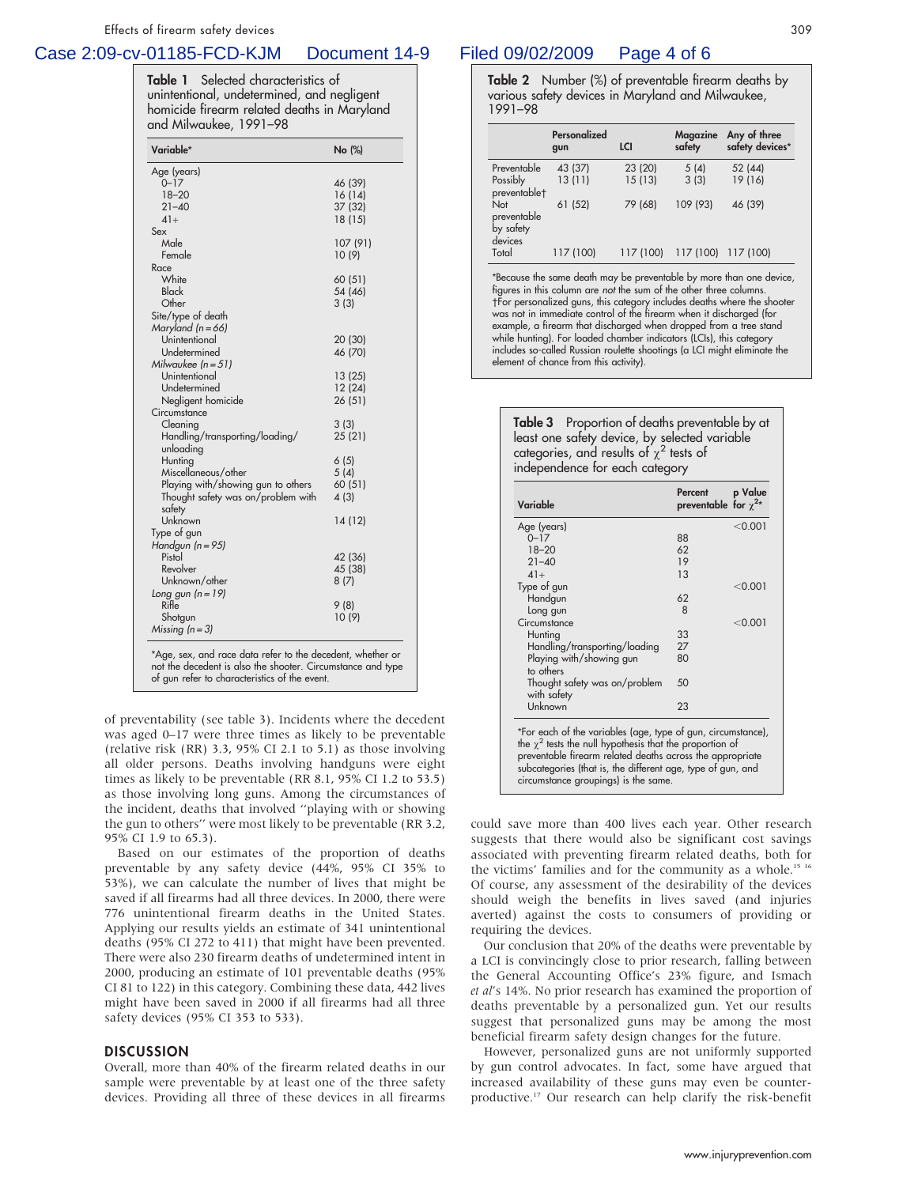**Table 1** Selected characteristics of unintentional, undetermined, and negligent homicide firearm related deaths in Maryland and Milwaukee, 1991–98

| Variable* | No (%) |
|---|---|
| Age (years) | |
| 0–17 | 46 (39) |
| 18–20 | 16 (14) |
| 21–40 | 37 (32) |
| 41+ | 18 (15) |
| Sex | |
| Male | 107 (91) |
| Female | 10 (9) |
| Race | |
| White | 60 (51) |
| Black | 54 (46) |
| Other | 3 (3) |
| Site/type of death | |
| *Maryland (n = 66)* | |
| Unintentional | 20 (30) |
| Undetermined | 46 (70) |
| *Milwaukee (n = 51)* | |
| Unintentional | 13 (25) |
| Undetermined | 12 (24) |
| Negligent homicide | 26 (51) |
| Circumstance | |
| Cleaning | 3 (3) |
| Handling/transporting/loading/unloading | 25 (21) |
| Hunting | 6 (5) |
| Miscellaneous/other | 5 (4) |
| Playing with/showing gun to others | 60 (51) |
| Thought safety was on/problem with safety | 4 (3) |
| Unknown | 14 (12) |
| Type of gun | |
| *Handgun (n = 95)* | |
| Pistol | 42 (36) |
| Revolver | 45 (38) |
| Unknown/other | 8 (7) |
| *Long gun (n = 19)* | |
| Rifle | 9 (8) |
| Shotgun | 10 (9) |
| *Missing (n = 3)* | |

*Age, sex, and race data refer to the decedent, whether or not the decedent is also the shooter. Circumstance and type of gun refer to characteristics of the event.

**Table 2** Number (%) of preventable firearm deaths by various safety devices in Maryland and Milwaukee, 1991–98

| | Personalized gun | LCI | Magazine safety | Any of three safety devices* |
|---|---|---|---|---|
| Preventable | 43 (37) | 23 (20) | 5 (4) | 52 (44) |
| Possibly preventable† | 13 (11) | 15 (13) | 3 (3) | 19 (16) |
| Not preventable by safety devices | 61 (52) | 79 (68) | 109 (93) | 46 (39) |
| Total | 117 (100) | 117 (100) | 117 (100) | 117 (100) |

*Because the same death may be preventable by more than one device, figures in this column are *not* the sum of the other three columns.
†For personalized guns, this category includes deaths where the shooter was not in immediate control of the firearm when it discharged (for example, a firearm that discharged when dropped from a tree stand while hunting). For loaded chamber indicators (LCIs), this category includes so-called Russian roulette shootings (a LCI might eliminate the element of chance from this activity).

**Table 3** Proportion of deaths preventable by at least one safety device, by selected variable categories, and results of $\chi^2$ tests of independence for each category

| Variable | Percent preventable | p Value for $\chi^2$* |
|---|---|---|
| Age (years) | | <0.001 |
| 0–17 | 88 | |
| 18–20 | 62 | |
| 21–40 | 19 | |
| 41+ | 13 | |
| Type of gun | | <0.001 |
| Handgun | 62 | |
| Long gun | 8 | |
| Circumstance | | <0.001 |
| Hunting | 33 | |
| Handling/transporting/loading | 27 | |
| Playing with/showing gun to others | 80 | |
| Thought safety was on/problem with safety | 50 | |
| Unknown | 23 | |

*For each of the variables (age, type of gun, circumstance), the $\chi^2$ tests the null hypothesis that the proportion of preventable firearm related deaths across the appropriate subcategories (that is, the different age, type of gun, and circumstance groupings) is the same.

of preventability (see table 3). Incidents where the decedent was aged 0–17 were three times as likely to be preventable (relative risk (RR) 3.3, 95% CI 2.1 to 5.1) as those involving all older persons. Deaths involving handguns were eight times as likely to be preventable (RR 8.1, 95% CI 1.2 to 53.5) as those involving long guns. Among the circumstances of the incident, deaths that involved "playing with or showing the gun to others" were most likely to be preventable (RR 3.2, 95% CI 1.9 to 65.3).

Based on our estimates of the proportion of deaths preventable by any safety device (44%, 95% CI 35% to 53%), we can calculate the number of lives that might be saved if all firearms had all three devices. In 2000, there were 776 unintentional firearm deaths in the United States. Applying our results yields an estimate of 341 unintentional deaths (95% CI 272 to 411) that might have been prevented. There were also 230 firearm deaths of undetermined intent in 2000, producing an estimate of 101 preventable deaths (95% CI 81 to 122) in this category. Combining these data, 442 lives might have been saved in 2000 if all firearms had all three safety devices (95% CI 353 to 533).

## DISCUSSION

Overall, more than 40% of the firearm related deaths in our sample were preventable by at least one of the three safety devices. Providing all three of these devices in all firearms could save more than 400 lives each year. Other research suggests that there would also be significant cost savings associated with preventing firearm related deaths, both for the victims' families and for the community as a whole.[15 16] Of course, any assessment of the desirability of the devices should weigh the benefits in lives saved (and injuries averted) against the costs to consumers of providing or requiring the devices.

Our conclusion that 20% of the deaths were preventable by a LCI is convincingly close to prior research, falling between the General Accounting Office's 23% figure, and Ismach *et al*'s 14%. No prior research has examined the proportion of deaths preventable by a personalized gun. Yet our results suggest that personalized guns may be among the most beneficial firearm safety design changes for the future.

However, personalized guns are not uniformly supported by gun control advocates. In fact, some have argued that increased availability of these guns may even be counterproductive.[17] Our research can help clarify the risk-benefit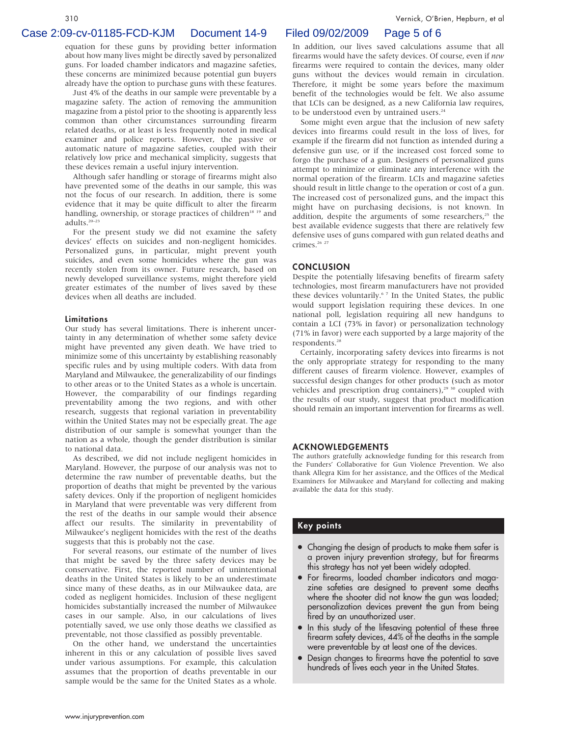equation for these guns by providing better information about how many lives might be directly saved by personalized guns. For loaded chamber indicators and magazine safeties, these concerns are minimized because potential gun buyers already have the option to purchase guns with these features.

Just 4% of the deaths in our sample were preventable by a magazine safety. The action of removing the ammunition magazine from a pistol prior to the shooting is apparently less common than other circumstances surrounding firearm related deaths, or at least is less frequently noted in medical examiner and police reports. However, the passive or automatic nature of magazine safeties, coupled with their relatively low price and mechanical simplicity, suggests that these devices remain a useful injury intervention.

Although safer handling or storage of firearms might also have prevented some of the deaths in our sample, this was not the focus of our research. In addition, there is some evidence that it may be quite difficult to alter the firearm handling, ownership, or storage practices of children[18 19] and adults.[20–23]

For the present study we did not examine the safety devices' effects on suicides and non-negligent homicides. Personalized guns, in particular, might prevent youth suicides, and even some homicides where the gun was recently stolen from its owner. Future research, based on newly developed surveillance systems, might therefore yield greater estimates of the number of lives saved by these devices when all deaths are included.

### Limitations

Our study has several limitations. There is inherent uncertainty in any determination of whether some safety device might have prevented any given death. We have tried to minimize some of this uncertainty by establishing reasonably specific rules and by using multiple coders. With data from Maryland and Milwaukee, the generalizability of our findings to other areas or to the United States as a whole is uncertain. However, the comparability of our findings regarding preventability among the two regions, and with other research, suggests that regional variation in preventability within the United States may not be especially great. The age distribution of our sample is somewhat younger than the nation as a whole, though the gender distribution is similar to national data.

As described, we did not include negligent homicides in Maryland. However, the purpose of our analysis was not to determine the raw number of preventable deaths, but the proportion of deaths that might be prevented by the various safety devices. Only if the proportion of negligent homicides in Maryland that were preventable was very different from the rest of the deaths in our sample would their absence affect our results. The similarity in preventability of Milwaukee's negligent homicides with the rest of the deaths suggests that this is probably not the case.

For several reasons, our estimate of the number of lives that might be saved by the three safety devices may be conservative. First, the reported number of unintentional deaths in the United States is likely to be an underestimate since many of these deaths, as in our Milwaukee data, are coded as negligent homicides. Inclusion of these negligent homicides substantially increased the number of Milwaukee cases in our sample. Also, in our calculations of lives potentially saved, we use only those deaths we classified as preventable, not those classified as possibly preventable.

On the other hand, we understand the uncertainties inherent in this or any calculation of possible lives saved under various assumptions. For example, this calculation assumes that the proportion of deaths preventable in our sample would be the same for the United States as a whole. In addition, our lives saved calculations assume that all firearms would have the safety devices. Of course, even if *new* firearms were required to contain the devices, many older guns without the devices would remain in circulation. Therefore, it might be some years before the maximum benefit of the technologies would be felt. We also assume that LCIs can be designed, as a new California law requires, to be understood even by untrained users.[24]

Some might even argue that the inclusion of new safety devices into firearms could result in the loss of lives, for example if the firearm did not function as intended during a defensive gun use, or if the increased cost forced some to forgo the purchase of a gun. Designers of personalized guns attempt to minimize or eliminate any interference with the normal operation of the firearm. LCIs and magazine safeties should result in little change to the operation or cost of a gun. The increased cost of personalized guns, and the impact this might have on purchasing decisions, is not known. In addition, despite the arguments of some researchers,[25] the best available evidence suggests that there are relatively few defensive uses of guns compared with gun related deaths and crimes.[26 27]

## CONCLUSION

Despite the potentially lifesaving benefits of firearm safety technologies, most firearm manufacturers have not provided these devices voluntarily.[6 7] In the United States, the public would support legislation requiring these devices. In one national poll, legislation requiring all new handguns to contain a LCI (73% in favor) or personalization technology (71% in favor) were each supported by a large majority of the respondents.[28]

Certainly, incorporating safety devices into firearms is not the only appropriate strategy for responding to the many different causes of firearm violence. However, examples of successful design changes for other products (such as motor vehicles and prescription drug containers),[29 30] coupled with the results of our study, suggest that product modification should remain an important intervention for firearms as well.

## ACKNOWLEDGEMENTS

The authors gratefully acknowledge funding for this research from the Funders' Collaborative for Gun Violence Prevention. We also thank Allegra Kim for her assistance, and the Offices of the Medical Examiners for Milwaukee and Maryland for collecting and making available the data for this study.

### Key points

- Changing the design of products to make them safer is a proven injury prevention strategy, but for firearms this strategy has not yet been widely adopted.
- For firearms, loaded chamber indicators and magazine safeties are designed to prevent some deaths where the shooter did not know the gun was loaded; personalization devices prevent the gun from being fired by an unauthorized user.
- In this study of the lifesaving potential of these three firearm safety devices, 44% of the deaths in the sample were preventable by at least one of the devices.
- Design changes to firearms have the potential to save hundreds of lives each year in the United States.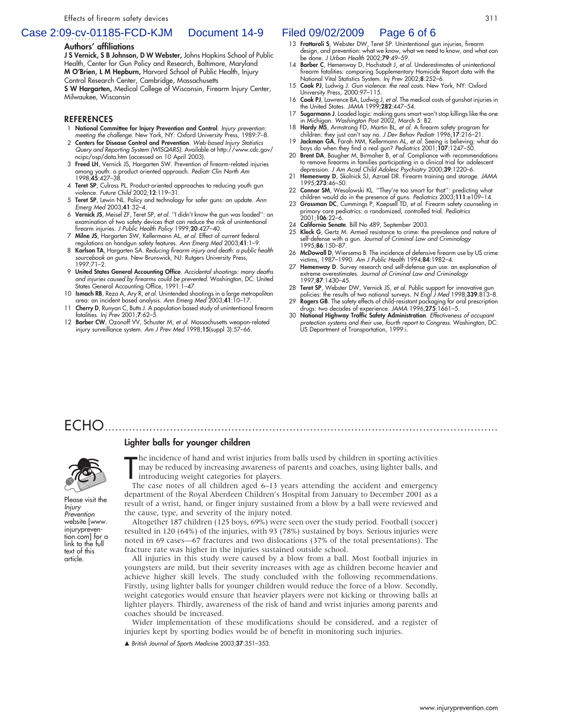## Authors' affiliations

**J S Vernick, S B Johnson, D W Webster,** Johns Hopkins School of Public Health, Center for Gun Policy and Research, Baltimore, Maryland
**M O'Brien, L M Hepburn,** Harvard School of Public Health, Injury Control Research Center, Cambridge, Massachusetts
**S W Hargarten,** Medical College of Wisconsin, Firearm Injury Center, Milwaukee, Wisconsin

## REFERENCES

1. **National Committee for Injury Prevention and Control**. *Injury prevention: meeting the challenge*. New York, NY: Oxford University Press, 1989:7–8.
2. **Centers for Disease Control and Prevention**. *Web-based Injury Statistics Query and Reporting System (WISQARS)*. Available at http://www.cdc.gov/ncipc/osp/data.htm (accessed on 10 April 2003).
3. **Freed LH**, Vernick JS, Hargarten SW. Prevention of firearm-related injuries among youth: a product oriented approach. *Pediatr Clin North Am* 1998;**45**:427–38.
4. **Teret SP**, Culross PL. Product-oriented approaches to reducing youth gun violence. *Future Child* 2002;**12**:119–31.
5. **Teret SP**, Lewin NL. Policy and technology for safer guns: an update. *Ann Emerg Med* 2003;**41**:32–4.
6. **Vernick JS**, Meisel ZF, Teret SP, *et al*. ''I didn't know the gun was loaded'': an examination of two safety devices that can reduce the risk of unintentional firearm injuries. *J Public Health Policy* 1999;**20**:427–40.
7. **Milne JS**, Hargarten SW, Kellermann AL, *et al*. Effect of current federal regulations on handgun safety features. *Ann Emerg Med* 2003;**41**:1–9.
8. **Karlson TA**, Hargarten SA. *Reducing firearm injury and death: a public health sourcebook on guns*. New Brunswick, NJ: Rutgers University Press, 1997:71–2.
9. **United States General Accounting Office**. *Accidental shootings: many deaths and injuries caused by firearms could be prevented*. Washington, DC: United States General Accounting Office, 1991:1–47.
10. **Ismach RB**, Reza A, Ary R, *et al*. Unintended shootings in a large metropolitan area: an incident based analysis. *Ann Emerg Med* 2003;**41**:10–17.
11. **Cherry D**, Runyan C, Butts J. A population based study of unintentional firearm fatalities. *Inj Prev* 2001;**7**:62–5.
12. **Barber CW**, Ozonoff VV, Schuster M, *et al*. Massachusetts weapon-related injury surveillance system. *Am J Prev Med* 1998;**15**(suppl 3):57–66.
13. **Frattaroli S**, Webster DW, Teret SP. Unintentional gun injuries, firearm design, and prevention: what we know, what we need to know, and what can be done. *J Urban Health* 2002;**79**:49–59.
14. **Barber C**, Hemenway D, Hochstadt J, *et al*. Underestimates of unintentional firearm fatalities: comparing Supplementary Homicide Report data with the National Vital Statistics System. *Inj Prev* 2002;**8**:252–6.
15. **Cook PJ**, Ludwig J. *Gun violence: the real costs*. New York, NY: Oxford University Press, 2000:97–115.
16. **Cook PJ**, Lawrence BA, Ludwig J, *et al*. The medical costs of gunshot injuries in the United States. *JAMA* 1999;**282**:447–54.
17. **Sugarmann J**. Loaded logic: making guns smart won't stop killings like the one in Michigan. *Washington Post* 2002, March 5: B2.
18. **Hardy MS**, Armstrong FD, Martin BL, *et al*. A firearm safety program for children: they just can't say no. *J Dev Behav Pediatr* 1996;**17**:216–21.
19. **Jackman GA**, Farah MM, Kellermann AL, *et al*. Seeing is believing: what do boys do when they find a real gun? *Pediatrics* 2001;**107**:1247–50.
20. **Brent DA**, Baugher M, Birmaher B, *et al*. Compliance with recommendations to remove firearms in families participating in a clinical trial for adolescent depression. *J Am Acad Child Adolesc Psychiatry* 2000;**39**:1220–6.
21. **Hemenway D**, Skolnick SJ, Azrael DR. Firearm training and storage. *JAMA* 1995;**273**:46–50.
22. **Connor SM**, Wesolowski KL. ''They're too smart for that'': predicting what children would do in the presence of guns. *Pediatrics* 2003;**111**:e109–14.
23. **Grossman DC**, Cummings P, Koepsell TD, *et al*. Firearm safety counseling in primary care pediatrics: a randomized, controlled trial. *Pediatrics* 2001;**106**:22–6.
24. **California Senate**. Bill No 489, September 2003.
25. **Kleck G**, Gertz M. Armed resistance to crime: the prevalence and nature of self-defense with a gun. *Journal of Criminal Law and Criminology* 1995;**86**:150–87.
26. **McDowall D**, Wiersema B. The incidence of defensive firearm use by US crime victims, 1987–1990. *Am J Public Health* 1994;**84**:1982–4.
27. **Hemenway D**. Survey research and self-defense gun use: an explanation of extreme overestimates. *Journal of Criminal Law and Criminology* 1997;**87**:1430–45.
28. **Teret SP**, Webster DW, Vernick JS, *et al*. Public support for innovative gun policies: the results of two national surveys. *N Engl J Med* 1998;**339**:813–8.
29. **Rogers GB**. The safety effects of child-resistant packaging for oral prescription drugs: two decades of experience. *JAMA* 1996;**275**:1661–5.
30. **National Highway Traffic Safety Administration**. *Effectiveness of occupant protection systems and their use, fourth report to Congress*. Washington, DC: US Department of Transportation, 1999:i.

# ECHO

Please visit the *Injury Prevention* website [www.injuryprevention.com] for a link to the full text of this article.

### Lighter balls for younger children

The incidence of hand and wrist injuries from balls used by children in sporting activities may be reduced by increasing awareness of parents and coaches, using lighter balls, and introducing weight categories for players.

The case notes of all children aged 6–13 years attending the accident and emergency department of the Royal Aberdeen Children's Hospital from January to December 2001 as a result of a wrist, hand, or finger injury sustained from a blow by a ball were reviewed and the cause, type, and severity of the injury noted.

Altogether 187 children (125 boys, 69%) were seen over the study period. Football (soccer) resulted in 120 (64%) of the injuries, with 93 (78%) sustained by boys. Serious injuries were noted in 69 cases—67 fractures and two dislocations (37% of the total presentations). The fracture rate was higher in the injuries sustained outside school.

All injuries in this study were caused by a blow from a ball. Most football injuries in youngsters are mild, but their severity increases with age as children become heavier and achieve higher skill levels. The study concluded with the following recommendations. Firstly, using lighter balls for younger children would reduce the force of a blow. Secondly, weight categories would ensure that heavier players were not kicking or throwing balls at lighter players. Thirdly, awareness of the risk of hand and wrist injuries among parents and coaches should be increased.

Wider implementation of these modifications should be considered, and a register of injuries kept by sporting bodies would be of benefit in monitoring such injuries.

▲ *British Journal of Sports Medicine* 2003;**37**:351–353.